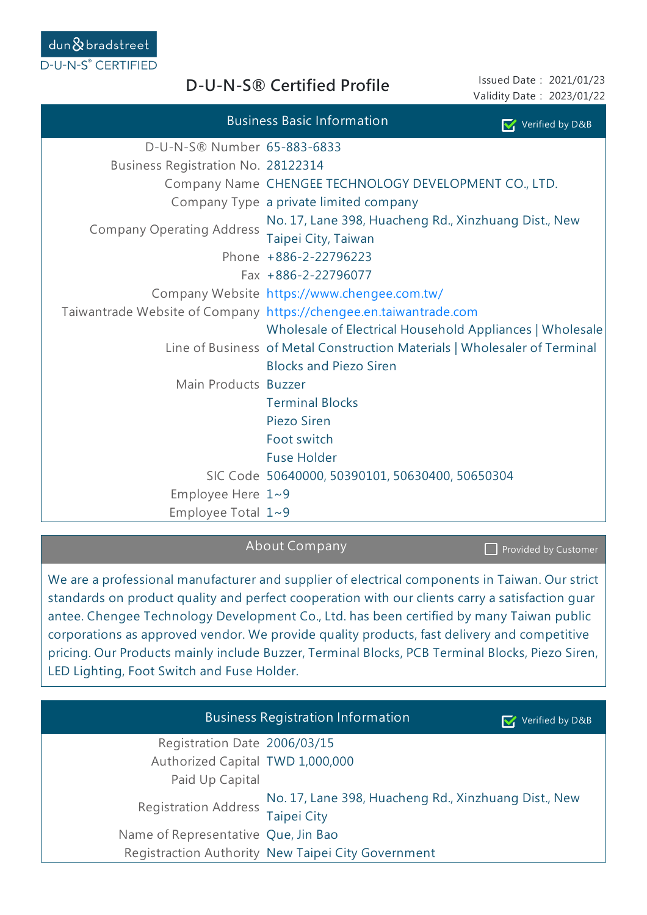dun & bradstreet
D-U-N-S® CERTIFIED

# D-U-N-S® Certified Profile

Issued Date : 2021/01/23
Validity Date : 2023/01/22

## Business Basic Information

☑ Verified by D&B

| | |
|---|---|
| D-U-N-S® Number | 65-883-6833 |
| Business Registration No. | 28122314 |
| Company Name | CHENGEE TECHNOLOGY DEVELOPMENT CO., LTD. |
| Company Type | a private limited company |
| Company Operating Address | No. 17, Lane 398, Huacheng Rd., Xinzhuang Dist., New Taipei City, Taiwan |
| Phone | +886-2-22796223 |
| Fax | +886-2-22796077 |
| Company Website | https://www.chengee.com.tw/ |
| Taiwantrade Website of Company | https://chengee.en.taiwantrade.com |
| Line of Business | Wholesale of Electrical Household Appliances \| Wholesale of Metal Construction Materials \| Wholesaler of Terminal Blocks and Piezo Siren |
| Main Products | Buzzer<br>Terminal Blocks<br>Piezo Siren<br>Foot switch<br>Fuse Holder |
| SIC Code | 50640000, 50390101, 50630400, 50650304 |
| Employee Here | 1~9 |
| Employee Total | 1~9 |

## About Company

☐ Provided by Customer

We are a professional manufacturer and supplier of electrical components in Taiwan. Our strict standards on product quality and perfect cooperation with our clients carry a satisfaction guarantee. Chengee Technology Development Co., Ltd. has been certified by many Taiwan public corporations as approved vendor. We provide quality products, fast delivery and competitive pricing. Our Products mainly include Buzzer, Terminal Blocks, PCB Terminal Blocks, Piezo Siren, LED Lighting, Foot Switch and Fuse Holder.

## Business Registration Information

☑ Verified by D&B

| | |
|---|---|
| Registration Date | 2006/03/15 |
| Authorized Capital | TWD 1,000,000 |
| Paid Up Capital | |
| Registration Address | No. 17, Lane 398, Huacheng Rd., Xinzhuang Dist., New Taipei City |
| Name of Representative | Que, Jin Bao |
| Registraction Authority | New Taipei City Government |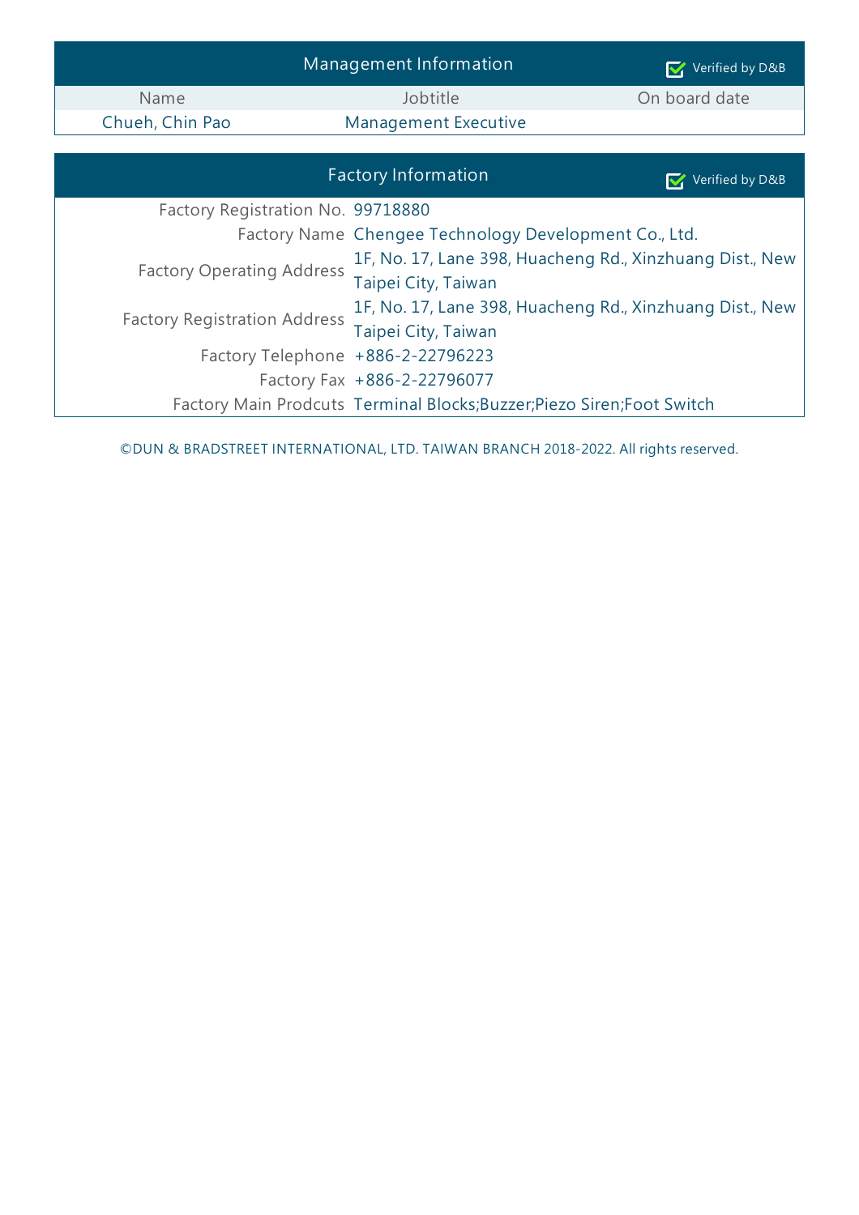## Management Information

Verified by D&B

| Name | Jobtitle | On board date |
|---|---|---|
| Chueh, Chin Pao | Management Executive | |

## Factory Information

Verified by D&B

| | |
|---|---|
| Factory Registration No. | 99718880 |
| Factory Name | Chengee Technology Development Co., Ltd. |
| Factory Operating Address | 1F, No. 17, Lane 398, Huacheng Rd., Xinzhuang Dist., New Taipei City, Taiwan |
| Factory Registration Address | 1F, No. 17, Lane 398, Huacheng Rd., Xinzhuang Dist., New Taipei City, Taiwan |
| Factory Telephone | +886-2-22796223 |
| Factory Fax | +886-2-22796077 |
| Factory Main Prodcuts | Terminal Blocks;Buzzer;Piezo Siren;Foot Switch |

©DUN & BRADSTREET INTERNATIONAL, LTD. TAIWAN BRANCH 2018-2022. All rights reserved.